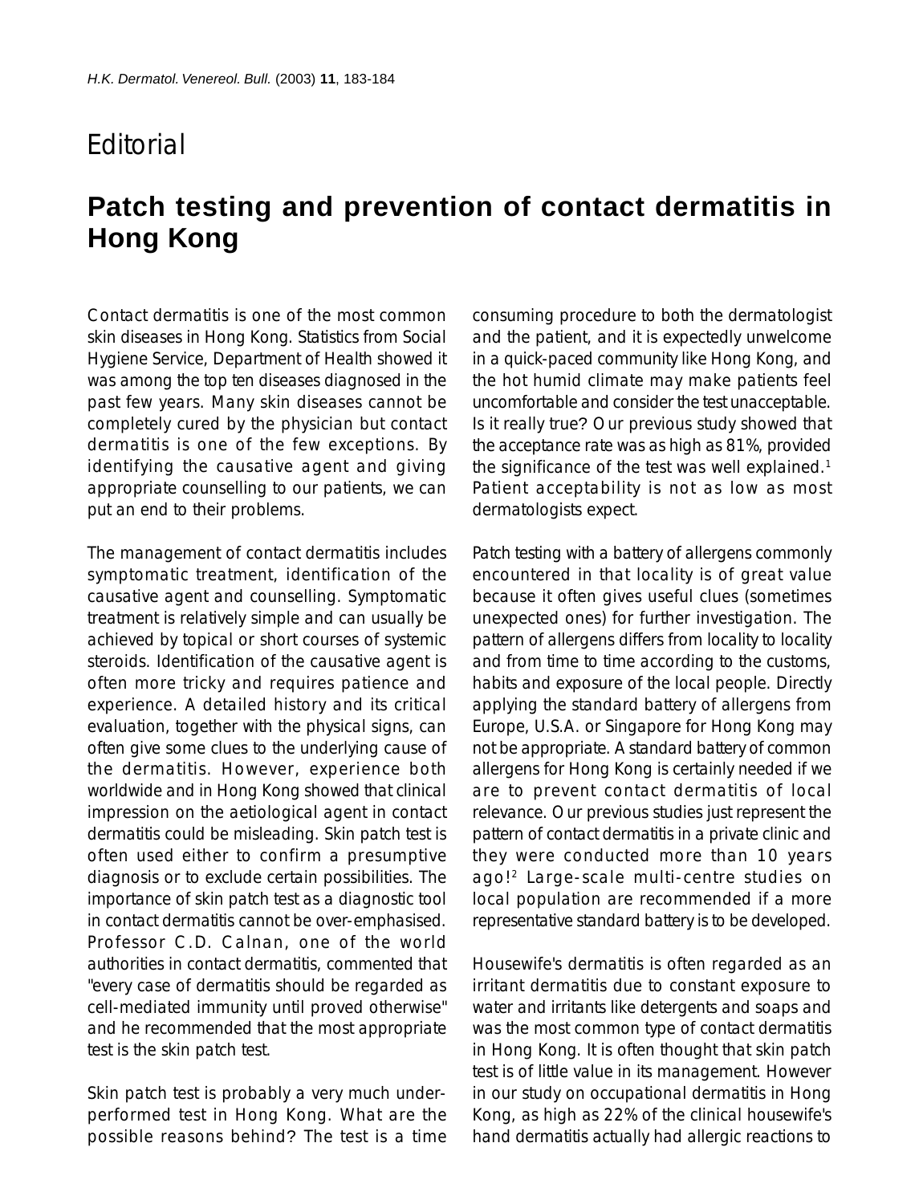# Editorial

## Patch testing and prevention of contact dermatitis in Hong Kong

Contact dermatitis is one of the most common skin diseases in Hong Kong. Statistics from Social Hygiene Service, Department of Health showed it was among the top ten diseases diagnosed in the past few years. Many skin diseases cannot be completely cured by the physician but contact dermatitis is one of the few exceptions. By identifying the causative agent and giving appropriate counselling to our patients, we can put an end to their problems.

The management of contact dermatitis includes symptomatic treatment, identification of the causative agent and counselling. Symptomatic treatment is relatively simple and can usually be achieved by topical or short courses of systemic steroids. Identification of the causative agent is often more tricky and requires patience and experience. A detailed history and its critical evaluation, together with the physical signs, can often give some clues to the underlying cause of the dermatitis. However, experience both worldwide and in Hong Kong showed that clinical impression on the aetiological agent in contact dermatitis could be misleading. Skin patch test is often used either to confirm a presumptive diagnosis or to exclude certain possibilities. The importance of skin patch test as a diagnostic tool in contact dermatitis cannot be over-emphasised. Professor C.D. Calnan, one of the world authorities in contact dermatitis, commented that "every case of dermatitis should be regarded as cell-mediated immunity until proved otherwise" and he recommended that the most appropriate test is the skin patch test.

Skin patch test is probably a very much under-performed test in Hong Kong. What are the possible reasons behind? The test is a time consuming procedure to both the dermatologist and the patient, and it is expectedly unwelcome in a quick-paced community like Hong Kong, and the hot humid climate may make patients feel uncomfortable and consider the test unacceptable. Is it really true? Our previous study showed that the acceptance rate was as high as 81%, provided the significance of the test was well explained.[1] Patient acceptability is not as low as most dermatologists expect.

Patch testing with a battery of allergens commonly encountered in that locality is of great value because it often gives useful clues (sometimes unexpected ones) for further investigation. The pattern of allergens differs from locality to locality and from time to time according to the customs, habits and exposure of the local people. Directly applying the standard battery of allergens from Europe, U.S.A. or Singapore for Hong Kong may not be appropriate. A standard battery of common allergens for Hong Kong is certainly needed if we are to prevent contact dermatitis of local relevance. Our previous studies just represent the pattern of contact dermatitis in a private clinic and they were conducted more than 10 years ago![2] Large-scale multi-centre studies on local population are recommended if a more representative standard battery is to be developed.

Housewife's dermatitis is often regarded as an irritant dermatitis due to constant exposure to water and irritants like detergents and soaps and was the most common type of contact dermatitis in Hong Kong. It is often thought that skin patch test is of little value in its management. However in our study on occupational dermatitis in Hong Kong, as high as 22% of the clinical housewife's hand dermatitis actually had allergic reactions to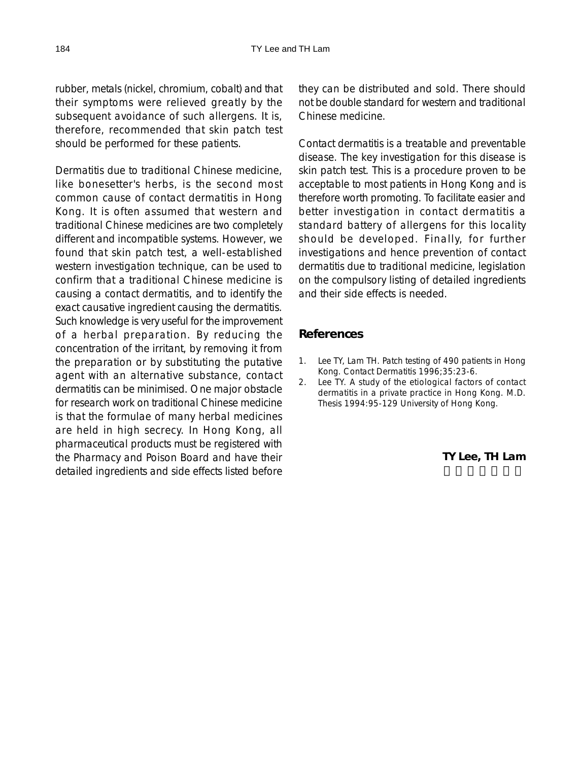rubber, metals (nickel, chromium, cobalt) and that their symptoms were relieved greatly by the subsequent avoidance of such allergens. It is, therefore, recommended that skin patch test should be performed for these patients.

Dermatitis due to traditional Chinese medicine, like bonesetter's herbs, is the second most common cause of contact dermatitis in Hong Kong. It is often assumed that western and traditional Chinese medicines are two completely different and incompatible systems. However, we found that skin patch test, a well-established western investigation technique, can be used to confirm that a traditional Chinese medicine is causing a contact dermatitis, and to identify the exact causative ingredient causing the dermatitis. Such knowledge is very useful for the improvement of a herbal preparation. By reducing the concentration of the irritant, by removing it from the preparation or by substituting the putative agent with an alternative substance, contact dermatitis can be minimised. One major obstacle for research work on traditional Chinese medicine is that the formulae of many herbal medicines are held in high secrecy. In Hong Kong, all pharmaceutical products must be registered with the Pharmacy and Poison Board and have their detailed ingredients and side effects listed before they can be distributed and sold. There should not be double standard for western and traditional Chinese medicine.

Contact dermatitis is a treatable and preventable disease. The key investigation for this disease is skin patch test. This is a procedure proven to be acceptable to most patients in Hong Kong and is therefore worth promoting. To facilitate easier and better investigation in contact dermatitis a standard battery of allergens for this locality should be developed. Finally, for further investigations and hence prevention of contact dermatitis due to traditional medicine, legislation on the compulsory listing of detailed ingredients and their side effects is needed.

## References

1. Lee TY, Lam TH. Patch testing of 490 patients in Hong Kong. Contact Dermatitis 1996;35:23-6.
2. Lee TY. A study of the etiological factors of contact dermatitis in a private practice in Hong Kong. M.D. Thesis 1994:95-129 University of Hong Kong.

**TY Lee, TH Lam**